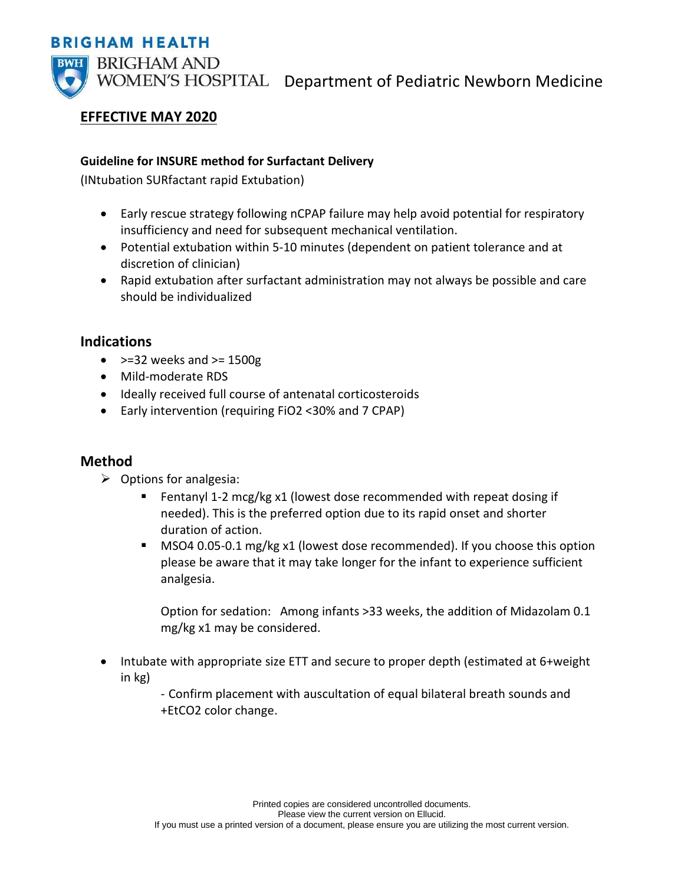BRIGHAM HEALTH

BRIGHAM AND WOMEN'S HOSPITAL Department of Pediatric Newborn Medicine

**EFFECTIVE MAY 2020**

**Guideline for INSURE method for Surfactant Delivery**

(INtubation SURfactant rapid Extubation)

- Early rescue strategy following nCPAP failure may help avoid potential for respiratory insufficiency and need for subsequent mechanical ventilation.
- Potential extubation within 5-10 minutes (dependent on patient tolerance and at discretion of clinician)
- Rapid extubation after surfactant administration may not always be possible and care should be individualized

## Indications

- >=32 weeks and >= 1500g
- Mild-moderate RDS
- Ideally received full course of antenatal corticosteroids
- Early intervention (requiring $FiO_2$ <30% and 7 CPAP)

## Method

- Options for analgesia:
  - Fentanyl 1-2 mcg/kg x1 (lowest dose recommended with repeat dosing if needed). This is the preferred option due to its rapid onset and shorter duration of action.
  - $MSO_4$ 0.05-0.1 mg/kg x1 (lowest dose recommended). If you choose this option please be aware that it may take longer for the infant to experience sufficient analgesia.

    Option for sedation: Among infants >33 weeks, the addition of Midazolam 0.1 mg/kg x1 may be considered.

- Intubate with appropriate size ETT and secure to proper depth (estimated at 6+weight in kg)
  - Confirm placement with auscultation of equal bilateral breath sounds and $+EtCO_2$ color change.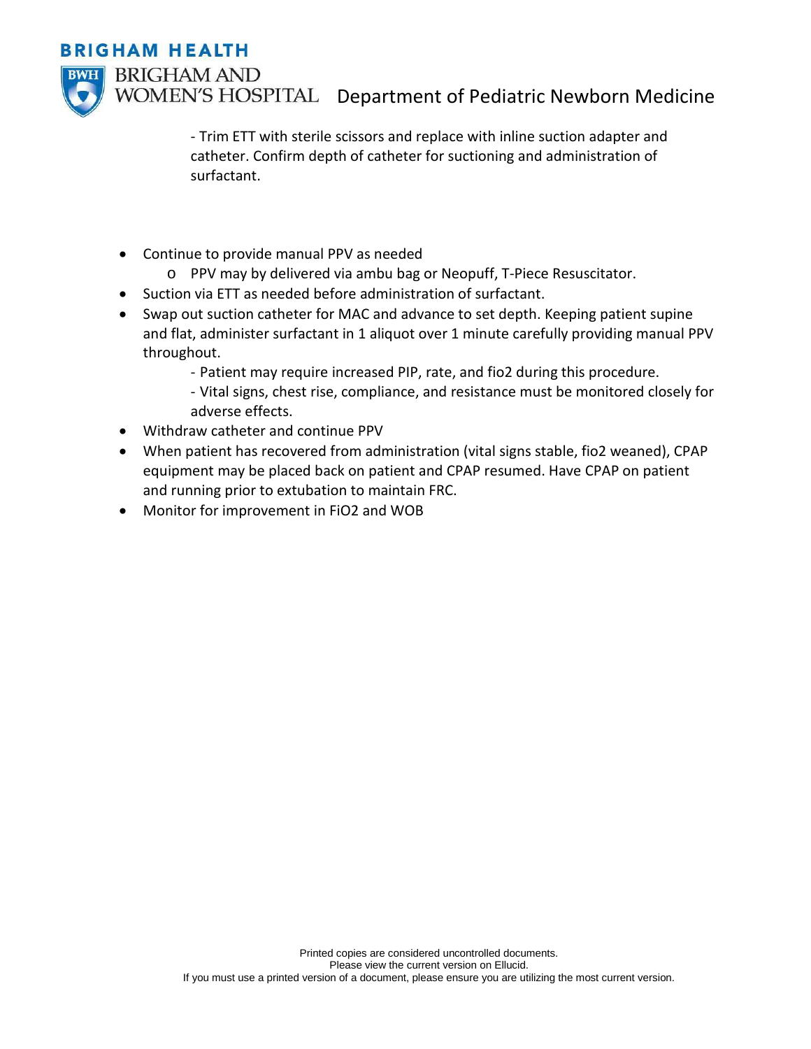- Trim ETT with sterile scissors and replace with inline suction adapter and catheter. Confirm depth of catheter for suctioning and administration of surfactant.

- Continue to provide manual PPV as needed
  - PPV may by delivered via ambu bag or Neopuff, T-Piece Resuscitator.
- Suction via ETT as needed before administration of surfactant.
- Swap out suction catheter for MAC and advance to set depth. Keeping patient supine and flat, administer surfactant in 1 aliquot over 1 minute carefully providing manual PPV throughout.
  - Patient may require increased PIP, rate, and fio2 during this procedure.
  - Vital signs, chest rise, compliance, and resistance must be monitored closely for adverse effects.
- Withdraw catheter and continue PPV
- When patient has recovered from administration (vital signs stable, fio2 weaned), CPAP equipment may be placed back on patient and CPAP resumed. Have CPAP on patient and running prior to extubation to maintain FRC.
- Monitor for improvement in $FiO_2$ and WOB